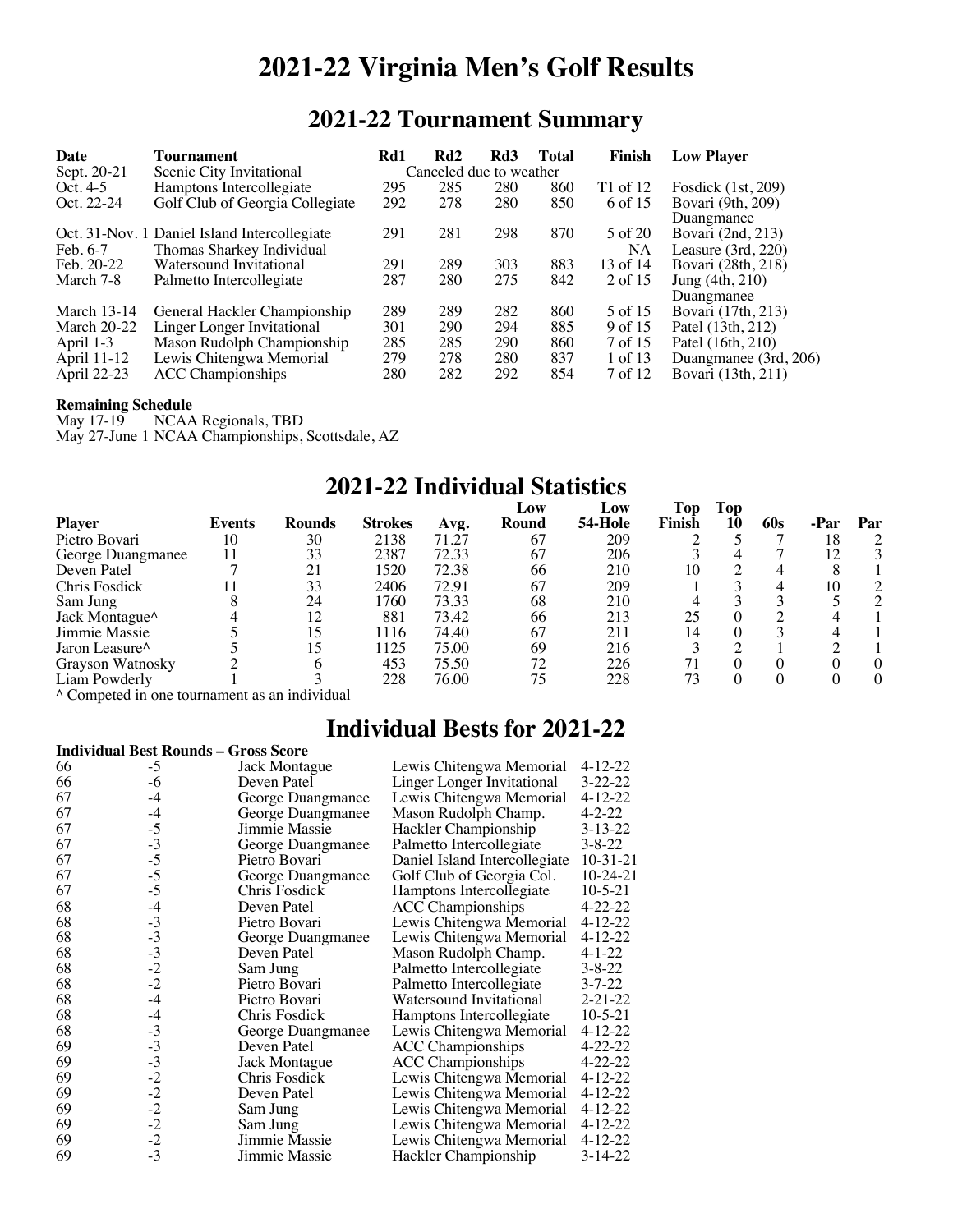# 2021-22 Virginia Men's Golf Results

## 2021-22 Tournament Summary

| Date | Tournament | Rd1 | Rd2 | Rd3 | Total | Finish | Low Player |
|---|---|---|---|---|---|---|---|
| Sept. 20-21 | Scenic City Invitational | Canceled due to weather | | | | | |
| Oct. 4-5 | Hamptons Intercollegiate | 295 | 285 | 280 | 860 | T1 of 12 | Fosdick (1st, 209) |
| Oct. 22-24 | Golf Club of Georgia Collegiate | 292 | 278 | 280 | 850 | 6 of 15 | Bovari (9th, 209) Duangmanee |
| Oct. 31-Nov. 1 | Daniel Island Intercollegiate | 291 | 281 | 298 | 870 | 5 of 20 | Bovari (2nd, 213) |
| Feb. 6-7 | Thomas Sharkey Individual | | | | | NA | Leasure (3rd, 220) |
| Feb. 20-22 | Watersound Invitational | 291 | 289 | 303 | 883 | 13 of 14 | Bovari (28th, 218) |
| March 7-8 | Palmetto Intercollegiate | 287 | 280 | 275 | 842 | 2 of 15 | Jung (4th, 210) Duangmanee |
| March 13-14 | General Hackler Championship | 289 | 289 | 282 | 860 | 5 of 15 | Bovari (17th, 213) |
| March 20-22 | Linger Longer Invitational | 301 | 290 | 294 | 885 | 9 of 15 | Patel (13th, 212) |
| April 1-3 | Mason Rudolph Championship | 285 | 285 | 290 | 860 | 7 of 15 | Patel (16th, 210) |
| April 11-12 | Lewis Chitengwa Memorial | 279 | 278 | 280 | 837 | 1 of 13 | Duangmanee (3rd, 206) |
| April 22-23 | ACC Championships | 280 | 282 | 292 | 854 | 7 of 12 | Bovari (13th, 211) |

**Remaining Schedule**

May 17-19 NCAA Regionals, TBD
May 27-June 1 NCAA Championships, Scottsdale, AZ

## 2021-22 Individual Statistics

| Player | Events | Rounds | Strokes | Avg. | Low Round | Low 54-Hole | Top Finish | Top 10 | 60s | -Par | Par |
|---|---|---|---|---|---|---|---|---|---|---|---|
| Pietro Bovari | 10 | 30 | 2138 | 71.27 | 67 | 209 | 2 | 5 | 7 | 18 | 2 |
| George Duangmanee | 11 | 33 | 2387 | 72.33 | 67 | 206 | 3 | 4 | 7 | 12 | 3 |
| Deven Patel | 7 | 21 | 1520 | 72.38 | 66 | 210 | 10 | 2 | 4 | 8 | 1 |
| Chris Fosdick | 11 | 33 | 2406 | 72.91 | 67 | 209 | 1 | 3 | 4 | 10 | 2 |
| Sam Jung | 8 | 24 | 1760 | 73.33 | 68 | 210 | 4 | 3 | 3 | 5 | 2 |
| Jack Montague^ | 4 | 12 | 881 | 73.42 | 66 | 213 | 25 | 0 | 2 | 4 | 1 |
| Jimmie Massie | 5 | 15 | 1116 | 74.40 | 67 | 211 | 14 | 0 | 3 | 4 | 1 |
| Jaron Leasure^ | 5 | 15 | 1125 | 75.00 | 69 | 216 | 3 | 2 | 1 | 2 | 1 |
| Grayson Watnosky | 2 | 6 | 453 | 75.50 | 72 | 226 | 71 | 0 | 0 | 0 | 0 |
| Liam Powderly | 1 | 3 | 228 | 76.00 | 75 | 228 | 73 | 0 | 0 | 0 | 0 |

^ Competed in one tournament as an individual

## Individual Bests for 2021-22

**Individual Best Rounds – Gross Score**

| Score | Par | Player | Tournament | Date |
|---|---|---|---|---|
| 66 | -5 | Jack Montague | Lewis Chitengwa Memorial | 4-12-22 |
| 66 | -6 | Deven Patel | Linger Longer Invitational | 3-22-22 |
| 67 | -4 | George Duangmanee | Lewis Chitengwa Memorial | 4-12-22 |
| 67 | -4 | George Duangmanee | Mason Rudolph Champ. | 4-2-22 |
| 67 | -5 | Jimmie Massie | Hackler Championship | 3-13-22 |
| 67 | -3 | George Duangmanee | Palmetto Intercollegiate | 3-8-22 |
| 67 | -5 | Pietro Bovari | Daniel Island Intercollegiate | 10-31-21 |
| 67 | -5 | George Duangmanee | Golf Club of Georgia Col. | 10-24-21 |
| 67 | -5 | Chris Fosdick | Hamptons Intercollegiate | 10-5-21 |
| 68 | -4 | Deven Patel | ACC Championships | 4-22-22 |
| 68 | -3 | Pietro Bovari | Lewis Chitengwa Memorial | 4-12-22 |
| 68 | -3 | George Duangmanee | Lewis Chitengwa Memorial | 4-12-22 |
| 68 | -3 | Deven Patel | Mason Rudolph Champ. | 4-1-22 |
| 68 | -2 | Sam Jung | Palmetto Intercollegiate | 3-8-22 |
| 68 | -2 | Pietro Bovari | Palmetto Intercollegiate | 3-7-22 |
| 68 | -4 | Pietro Bovari | Watersound Invitational | 2-21-22 |
| 68 | -4 | Chris Fosdick | Hamptons Intercollegiate | 10-5-21 |
| 68 | -3 | George Duangmanee | Lewis Chitengwa Memorial | 4-12-22 |
| 69 | -3 | Deven Patel | ACC Championships | 4-22-22 |
| 69 | -3 | Jack Montague | ACC Championships | 4-22-22 |
| 69 | -2 | Chris Fosdick | Lewis Chitengwa Memorial | 4-12-22 |
| 69 | -2 | Deven Patel | Lewis Chitengwa Memorial | 4-12-22 |
| 69 | -2 | Sam Jung | Lewis Chitengwa Memorial | 4-12-22 |
| 69 | -2 | Sam Jung | Lewis Chitengwa Memorial | 4-12-22 |
| 69 | -2 | Jimmie Massie | Lewis Chitengwa Memorial | 4-12-22 |
| 69 | -3 | Jimmie Massie | Hackler Championship | 3-14-22 |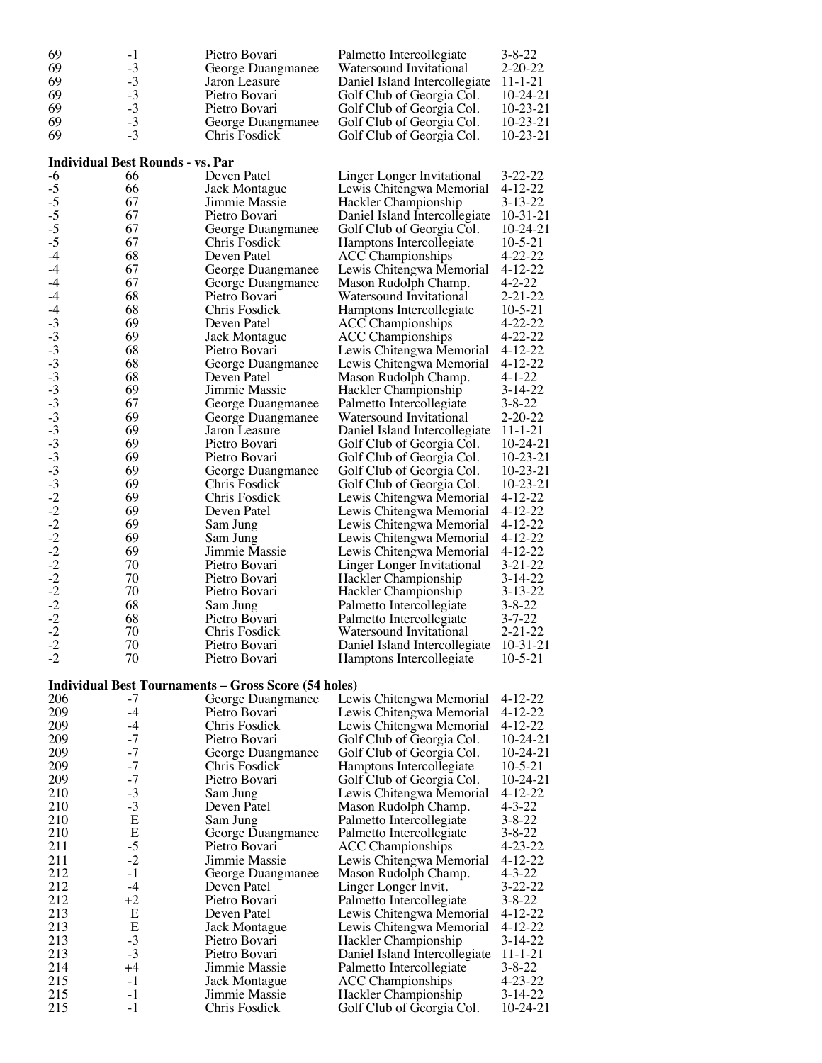| | | | | |
|---|---|---|---|---|
| 69 | -1 | Pietro Bovari | Palmetto Intercollegiate | 3-8-22 |
| 69 | -3 | George Duangmanee | Watersound Invitational | 2-20-22 |
| 69 | -3 | Jaron Leasure | Daniel Island Intercollegiate | 11-1-21 |
| 69 | -3 | Pietro Bovari | Golf Club of Georgia Col. | 10-24-21 |
| 69 | -3 | Pietro Bovari | Golf Club of Georgia Col. | 10-23-21 |
| 69 | -3 | George Duangmanee | Golf Club of Georgia Col. | 10-23-21 |
| 69 | -3 | Chris Fosdick | Golf Club of Georgia Col. | 10-23-21 |

**Individual Best Rounds - vs. Par**

| | | | | |
|---|---|---|---|---|
| -6 | 66 | Deven Patel | Linger Longer Invitational | 3-22-22 |
| -5 | 66 | Jack Montague | Lewis Chitengwa Memorial | 4-12-22 |
| -5 | 67 | Jimmie Massie | Hackler Championship | 3-13-22 |
| -5 | 67 | Pietro Bovari | Daniel Island Intercollegiate | 10-31-21 |
| -5 | 67 | George Duangmanee | Golf Club of Georgia Col. | 10-24-21 |
| -5 | 67 | Chris Fosdick | Hamptons Intercollegiate | 10-5-21 |
| -4 | 68 | Deven Patel | ACC Championships | 4-22-22 |
| -4 | 67 | George Duangmanee | Lewis Chitengwa Memorial | 4-12-22 |
| -4 | 67 | George Duangmanee | Mason Rudolph Champ. | 4-2-22 |
| -4 | 68 | Pietro Bovari | Watersound Invitational | 2-21-22 |
| -4 | 68 | Chris Fosdick | Hamptons Intercollegiate | 10-5-21 |
| -3 | 69 | Deven Patel | ACC Championships | 4-22-22 |
| -3 | 69 | Jack Montague | ACC Championships | 4-22-22 |
| -3 | 68 | Pietro Bovari | Lewis Chitengwa Memorial | 4-12-22 |
| -3 | 68 | George Duangmanee | Lewis Chitengwa Memorial | 4-12-22 |
| -3 | 68 | Deven Patel | Mason Rudolph Champ. | 4-1-22 |
| -3 | 69 | Jimmie Massie | Hackler Championship | 3-14-22 |
| -3 | 67 | George Duangmanee | Palmetto Intercollegiate | 3-8-22 |
| -3 | 69 | George Duangmanee | Watersound Invitational | 2-20-22 |
| -3 | 69 | Jaron Leasure | Daniel Island Intercollegiate | 11-1-21 |
| -3 | 69 | Pietro Bovari | Golf Club of Georgia Col. | 10-24-21 |
| -3 | 69 | Pietro Bovari | Golf Club of Georgia Col. | 10-23-21 |
| -3 | 69 | George Duangmanee | Golf Club of Georgia Col. | 10-23-21 |
| -3 | 69 | Chris Fosdick | Golf Club of Georgia Col. | 10-23-21 |
| -2 | 69 | Chris Fosdick | Lewis Chitengwa Memorial | 4-12-22 |
| -2 | 69 | Deven Patel | Lewis Chitengwa Memorial | 4-12-22 |
| -2 | 69 | Sam Jung | Lewis Chitengwa Memorial | 4-12-22 |
| -2 | 69 | Sam Jung | Lewis Chitengwa Memorial | 4-12-22 |
| -2 | 69 | Jimmie Massie | Lewis Chitengwa Memorial | 4-12-22 |
| -2 | 70 | Pietro Bovari | Linger Longer Invitational | 3-21-22 |
| -2 | 70 | Pietro Bovari | Hackler Championship | 3-14-22 |
| -2 | 70 | Pietro Bovari | Hackler Championship | 3-13-22 |
| -2 | 68 | Sam Jung | Palmetto Intercollegiate | 3-8-22 |
| -2 | 68 | Pietro Bovari | Palmetto Intercollegiate | 3-7-22 |
| -2 | 70 | Chris Fosdick | Watersound Invitational | 2-21-22 |
| -2 | 70 | Pietro Bovari | Daniel Island Intercollegiate | 10-31-21 |
| -2 | 70 | Pietro Bovari | Hamptons Intercollegiate | 10-5-21 |

**Individual Best Tournaments – Gross Score (54 holes)**

| | | | | |
|---|---|---|---|---|
| 206 | -7 | George Duangmanee | Lewis Chitengwa Memorial | 4-12-22 |
| 209 | -4 | Pietro Bovari | Lewis Chitengwa Memorial | 4-12-22 |
| 209 | -4 | Chris Fosdick | Lewis Chitengwa Memorial | 4-12-22 |
| 209 | -7 | Pietro Bovari | Golf Club of Georgia Col. | 10-24-21 |
| 209 | -7 | George Duangmanee | Golf Club of Georgia Col. | 10-24-21 |
| 209 | -7 | Chris Fosdick | Hamptons Intercollegiate | 10-5-21 |
| 209 | -7 | Pietro Bovari | Golf Club of Georgia Col. | 10-24-21 |
| 210 | -3 | Sam Jung | Lewis Chitengwa Memorial | 4-12-22 |
| 210 | -3 | Deven Patel | Mason Rudolph Champ. | 4-3-22 |
| 210 | E | Sam Jung | Palmetto Intercollegiate | 3-8-22 |
| 210 | E | George Duangmanee | Palmetto Intercollegiate | 3-8-22 |
| 211 | -5 | Pietro Bovari | ACC Championships | 4-23-22 |
| 211 | -2 | Jimmie Massie | Lewis Chitengwa Memorial | 4-12-22 |
| 212 | -1 | George Duangmanee | Mason Rudolph Champ. | 4-3-22 |
| 212 | -4 | Deven Patel | Linger Longer Invit. | 3-22-22 |
| 212 | +2 | Pietro Bovari | Palmetto Intercollegiate | 3-8-22 |
| 213 | E | Deven Patel | Lewis Chitengwa Memorial | 4-12-22 |
| 213 | E | Jack Montague | Lewis Chitengwa Memorial | 4-12-22 |
| 213 | -3 | Pietro Bovari | Hackler Championship | 3-14-22 |
| 213 | -3 | Pietro Bovari | Daniel Island Intercollegiate | 11-1-21 |
| 214 | +4 | Jimmie Massie | Palmetto Intercollegiate | 3-8-22 |
| 215 | -1 | Jack Montague | ACC Championships | 4-23-22 |
| 215 | -1 | Jimmie Massie | Hackler Championship | 3-14-22 |
| 215 | -1 | Chris Fosdick | Golf Club of Georgia Col. | 10-24-21 |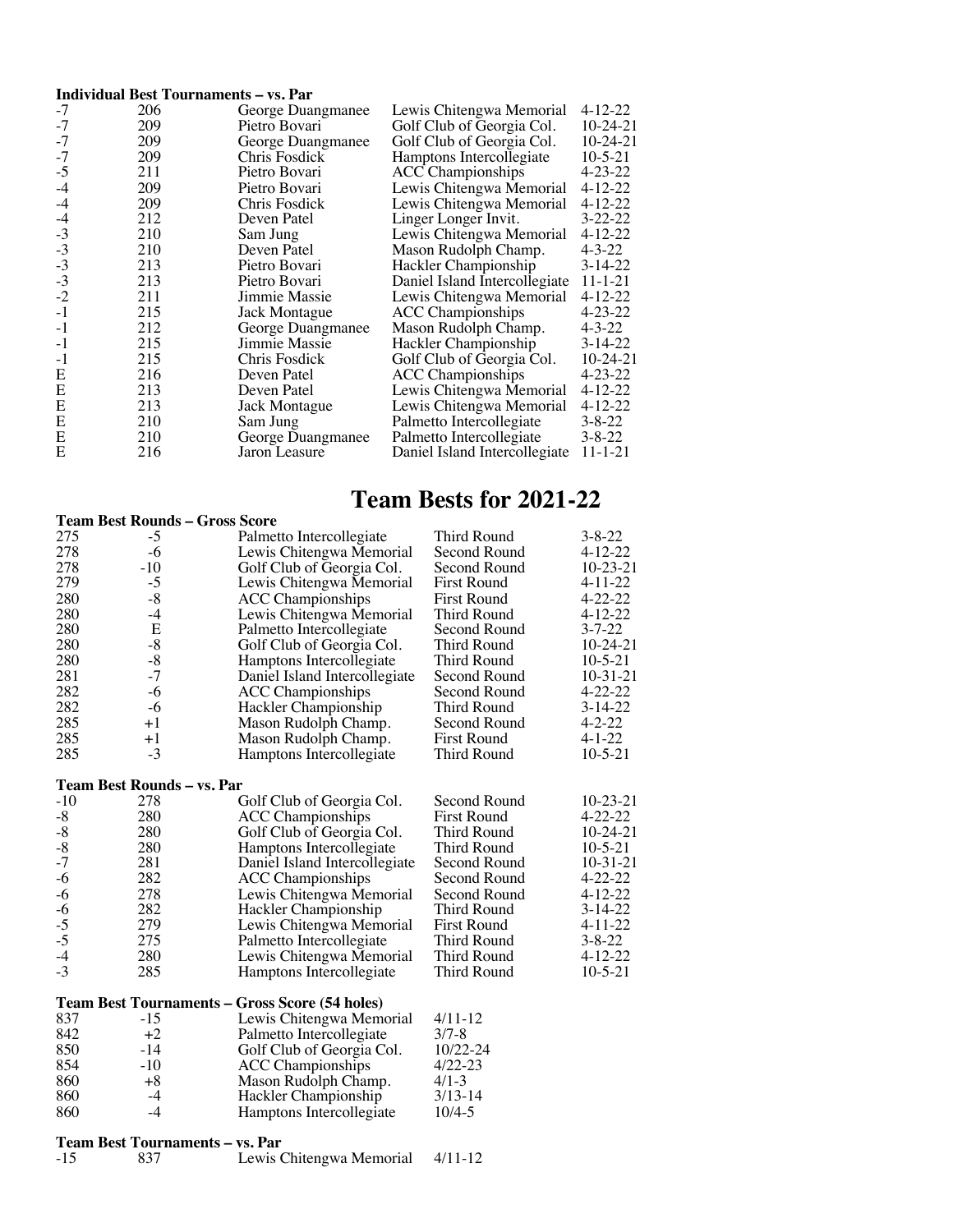**Individual Best Tournaments – vs. Par**

| | | | | |
|---|---|---|---|---|
| -7 | 206 | George Duangmanee | Lewis Chitengwa Memorial | 4-12-22 |
| -7 | 209 | Pietro Bovari | Golf Club of Georgia Col. | 10-24-21 |
| -7 | 209 | George Duangmanee | Golf Club of Georgia Col. | 10-24-21 |
| -7 | 209 | Chris Fosdick | Hamptons Intercollegiate | 10-5-21 |
| -5 | 211 | Pietro Bovari | ACC Championships | 4-23-22 |
| -4 | 209 | Pietro Bovari | Lewis Chitengwa Memorial | 4-12-22 |
| -4 | 209 | Chris Fosdick | Lewis Chitengwa Memorial | 4-12-22 |
| -4 | 212 | Deven Patel | Linger Longer Invit. | 3-22-22 |
| -3 | 210 | Sam Jung | Lewis Chitengwa Memorial | 4-12-22 |
| -3 | 210 | Deven Patel | Mason Rudolph Champ. | 4-3-22 |
| -3 | 213 | Pietro Bovari | Hackler Championship | 3-14-22 |
| -3 | 213 | Pietro Bovari | Daniel Island Intercollegiate | 11-1-21 |
| -2 | 211 | Jimmie Massie | Lewis Chitengwa Memorial | 4-12-22 |
| -1 | 215 | Jack Montague | ACC Championships | 4-23-22 |
| -1 | 212 | George Duangmanee | Mason Rudolph Champ. | 4-3-22 |
| -1 | 215 | Jimmie Massie | Hackler Championship | 3-14-22 |
| -1 | 215 | Chris Fosdick | Golf Club of Georgia Col. | 10-24-21 |
| E | 216 | Deven Patel | ACC Championships | 4-23-22 |
| E | 213 | Deven Patel | Lewis Chitengwa Memorial | 4-12-22 |
| E | 213 | Jack Montague | Lewis Chitengwa Memorial | 4-12-22 |
| E | 210 | Sam Jung | Palmetto Intercollegiate | 3-8-22 |
| E | 210 | George Duangmanee | Palmetto Intercollegiate | 3-8-22 |
| E | 216 | Jaron Leasure | Daniel Island Intercollegiate | 11-1-21 |

# Team Bests for 2021-22

**Team Best Rounds – Gross Score**

| | | | | |
|---|---|---|---|---|
| 275 | -5 | Palmetto Intercollegiate | Third Round | 3-8-22 |
| 278 | -6 | Lewis Chitengwa Memorial | Second Round | 4-12-22 |
| 278 | -10 | Golf Club of Georgia Col. | Second Round | 10-23-21 |
| 279 | -5 | Lewis Chitengwa Memorial | First Round | 4-11-22 |
| 280 | -8 | ACC Championships | First Round | 4-22-22 |
| 280 | -4 | Lewis Chitengwa Memorial | Third Round | 4-12-22 |
| 280 | E | Palmetto Intercollegiate | Second Round | 3-7-22 |
| 280 | -8 | Golf Club of Georgia Col. | Third Round | 10-24-21 |
| 280 | -8 | Hamptons Intercollegiate | Third Round | 10-5-21 |
| 281 | -7 | Daniel Island Intercollegiate | Second Round | 10-31-21 |
| 282 | -6 | ACC Championships | Second Round | 4-22-22 |
| 282 | -6 | Hackler Championship | Third Round | 3-14-22 |
| 285 | +1 | Mason Rudolph Champ. | Second Round | 4-2-22 |
| 285 | +1 | Mason Rudolph Champ. | First Round | 4-1-22 |
| 285 | -3 | Hamptons Intercollegiate | Third Round | 10-5-21 |

**Team Best Rounds – vs. Par**

| | | | | |
|---|---|---|---|---|
| -10 | 278 | Golf Club of Georgia Col. | Second Round | 10-23-21 |
| -8 | 280 | ACC Championships | First Round | 4-22-22 |
| -8 | 280 | Golf Club of Georgia Col. | Third Round | 10-24-21 |
| -8 | 280 | Hamptons Intercollegiate | Third Round | 10-5-21 |
| -7 | 281 | Daniel Island Intercollegiate | Second Round | 10-31-21 |
| -6 | 282 | ACC Championships | Second Round | 4-22-22 |
| -6 | 278 | Lewis Chitengwa Memorial | Second Round | 4-12-22 |
| -6 | 282 | Hackler Championship | Third Round | 3-14-22 |
| -5 | 279 | Lewis Chitengwa Memorial | First Round | 4-11-22 |
| -5 | 275 | Palmetto Intercollegiate | Third Round | 3-8-22 |
| -4 | 280 | Lewis Chitengwa Memorial | Third Round | 4-12-22 |
| -3 | 285 | Hamptons Intercollegiate | Third Round | 10-5-21 |

**Team Best Tournaments – Gross Score (54 holes)**

| | | | |
|---|---|---|---|
| 837 | -15 | Lewis Chitengwa Memorial | 4/11-12 |
| 842 | +2 | Palmetto Intercollegiate | 3/7-8 |
| 850 | -14 | Golf Club of Georgia Col. | 10/22-24 |
| 854 | -10 | ACC Championships | 4/22-23 |
| 860 | +8 | Mason Rudolph Champ. | 4/1-3 |
| 860 | -4 | Hackler Championship | 3/13-14 |
| 860 | -4 | Hamptons Intercollegiate | 10/4-5 |

**Team Best Tournaments – vs. Par**

| | | | |
|---|---|---|---|
| -15 | 837 | Lewis Chitengwa Memorial | 4/11-12 |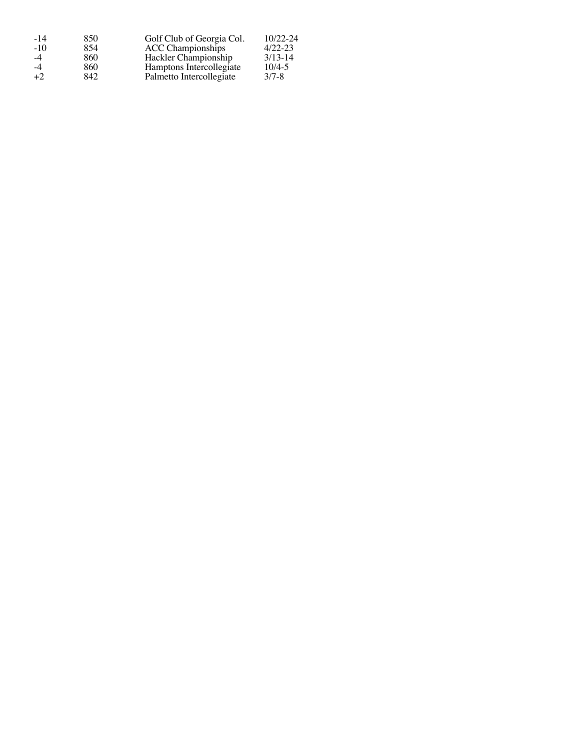| | | | |
|---|---|---|---|
| -14 | 850 | Golf Club of Georgia Col. | 10/22-24 |
| -10 | 854 | ACC Championships | 4/22-23 |
| -4 | 860 | Hackler Championship | 3/13-14 |
| -4 | 860 | Hamptons Intercollegiate | 10/4-5 |
| +2 | 842 | Palmetto Intercollegiate | 3/7-8 |